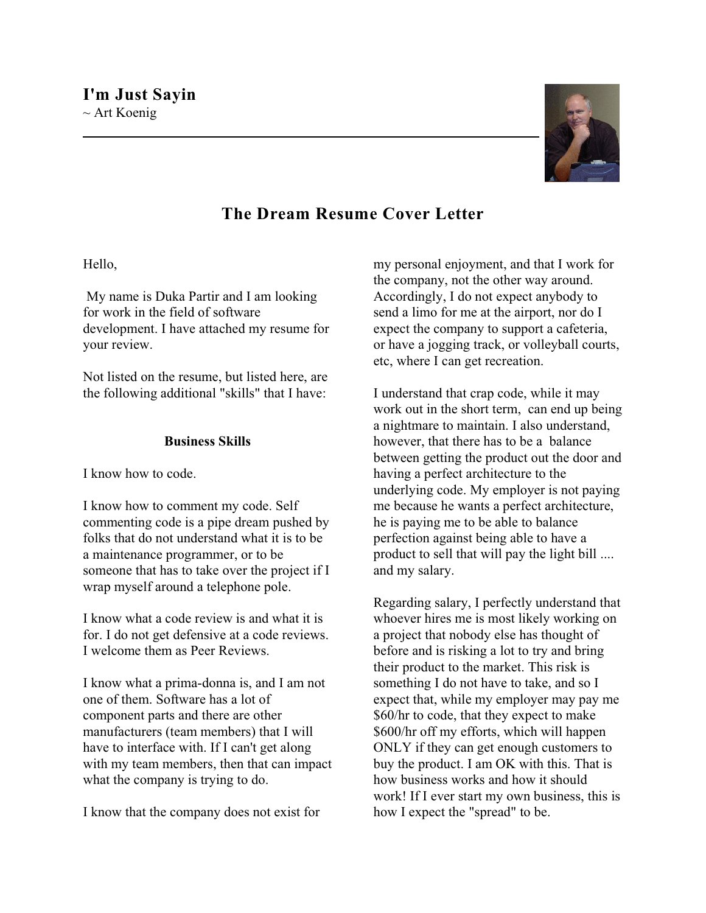# I'm Just Sayin

~ Art Koenig

## The Dream Resume Cover Letter

Hello,

My name is Duka Partir and I am looking for work in the field of software development. I have attached my resume for your review.

Not listed on the resume, but listed here, are the following additional "skills" that I have:

### Business Skills

I know how to code.

I know how to comment my code. Self commenting code is a pipe dream pushed by folks that do not understand what it is to be a maintenance programmer, or to be someone that has to take over the project if I wrap myself around a telephone pole.

I know what a code review is and what it is for. I do not get defensive at a code reviews. I welcome them as Peer Reviews.

I know what a prima-donna is, and I am not one of them. Software has a lot of component parts and there are other manufacturers (team members) that I will have to interface with. If I can't get along with my team members, then that can impact what the company is trying to do.

I know that the company does not exist for my personal enjoyment, and that I work for the company, not the other way around. Accordingly, I do not expect anybody to send a limo for me at the airport, nor do I expect the company to support a cafeteria, or have a jogging track, or volleyball courts, etc, where I can get recreation.

I understand that crap code, while it may work out in the short term, can end up being a nightmare to maintain. I also understand, however, that there has to be a balance between getting the product out the door and having a perfect architecture to the underlying code. My employer is not paying me because he wants a perfect architecture, he is paying me to be able to balance perfection against being able to have a product to sell that will pay the light bill .... and my salary.

Regarding salary, I perfectly understand that whoever hires me is most likely working on a project that nobody else has thought of before and is risking a lot to try and bring their product to the market. This risk is something I do not have to take, and so I expect that, while my employer may pay me $60/hr to code, that they expect to make $600/hr off my efforts, which will happen ONLY if they can get enough customers to buy the product. I am OK with this. That is how business works and how it should work! If I ever start my own business, this is how I expect the "spread" to be.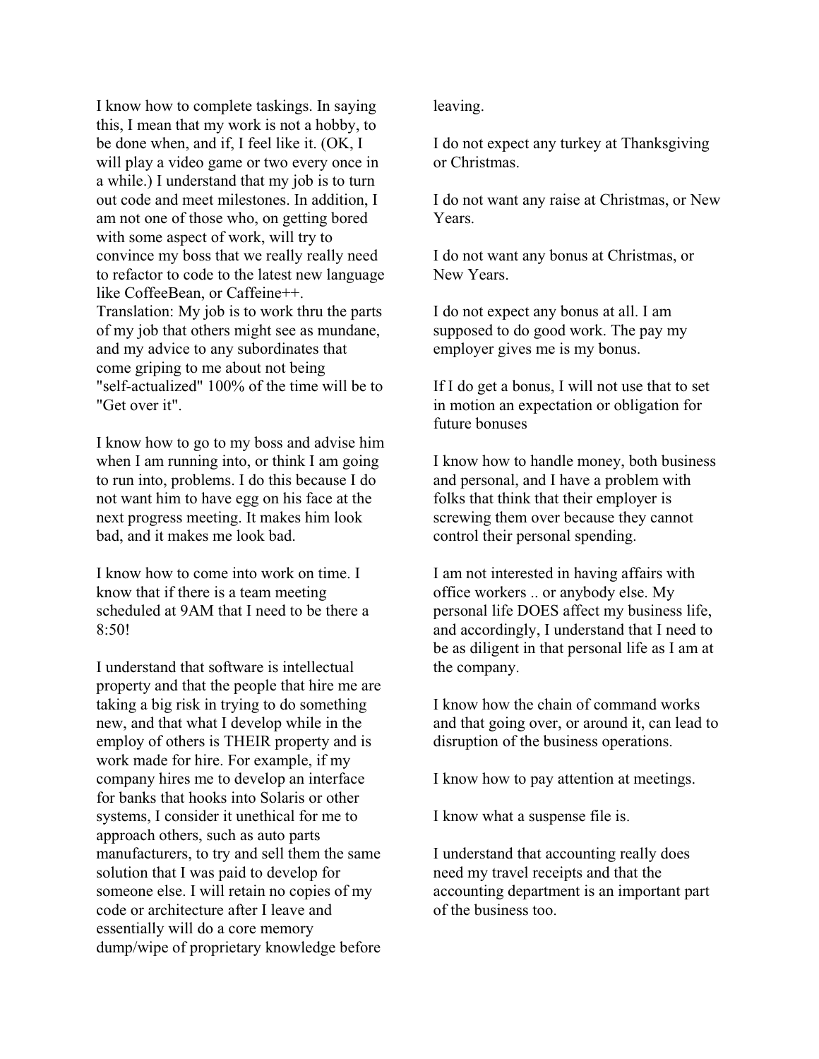I know how to complete taskings. In saying this, I mean that my work is not a hobby, to be done when, and if, I feel like it. (OK, I will play a video game or two every once in a while.) I understand that my job is to turn out code and meet milestones. In addition, I am not one of those who, on getting bored with some aspect of work, will try to convince my boss that we really really need to refactor to code to the latest new language like CoffeeBean, or Caffeine++. Translation: My job is to work thru the parts of my job that others might see as mundane, and my advice to any subordinates that come griping to me about not being "self-actualized" 100% of the time will be to "Get over it".

I know how to go to my boss and advise him when I am running into, or think I am going to run into, problems. I do this because I do not want him to have egg on his face at the next progress meeting. It makes him look bad, and it makes me look bad.

I know how to come into work on time. I know that if there is a team meeting scheduled at 9AM that I need to be there a 8:50!

I understand that software is intellectual property and that the people that hire me are taking a big risk in trying to do something new, and that what I develop while in the employ of others is THEIR property and is work made for hire. For example, if my company hires me to develop an interface for banks that hooks into Solaris or other systems, I consider it unethical for me to approach others, such as auto parts manufacturers, to try and sell them the same solution that I was paid to develop for someone else. I will retain no copies of my code or architecture after I leave and essentially will do a core memory dump/wipe of proprietary knowledge before leaving.

I do not expect any turkey at Thanksgiving or Christmas.

I do not want any raise at Christmas, or New Years.

I do not want any bonus at Christmas, or New Years.

I do not expect any bonus at all. I am supposed to do good work. The pay my employer gives me is my bonus.

If I do get a bonus, I will not use that to set in motion an expectation or obligation for future bonuses

I know how to handle money, both business and personal, and I have a problem with folks that think that their employer is screwing them over because they cannot control their personal spending.

I am not interested in having affairs with office workers .. or anybody else. My personal life DOES affect my business life, and accordingly, I understand that I need to be as diligent in that personal life as I am at the company.

I know how the chain of command works and that going over, or around it, can lead to disruption of the business operations.

I know how to pay attention at meetings.

I know what a suspense file is.

I understand that accounting really does need my travel receipts and that the accounting department is an important part of the business too.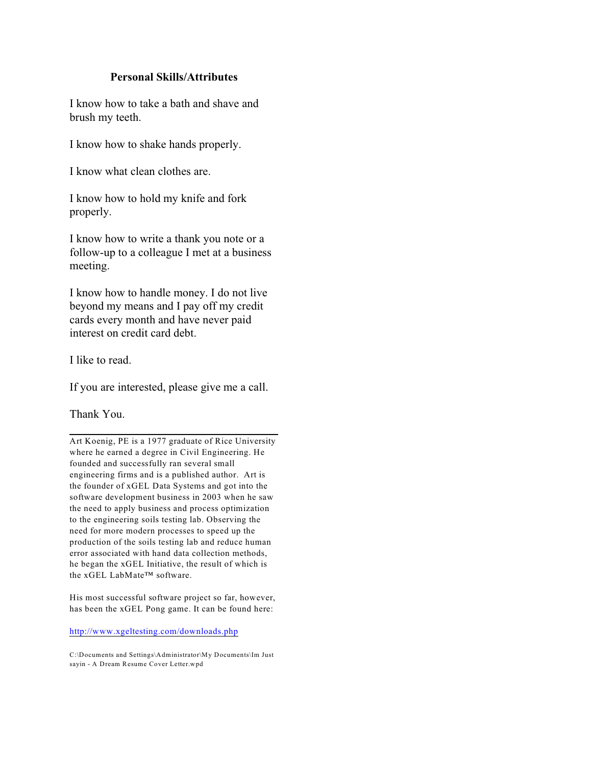### Personal Skills/Attributes

I know how to take a bath and shave and brush my teeth.

I know how to shake hands properly.

I know what clean clothes are.

I know how to hold my knife and fork properly.

I know how to write a thank you note or a follow-up to a colleague I met at a business meeting.

I know how to handle money. I do not live beyond my means and I pay off my credit cards every month and have never paid interest on credit card debt.

I like to read.

If you are interested, please give me a call.

Thank You.

---

Art Koenig, PE is a 1977 graduate of Rice University where he earned a degree in Civil Engineering. He founded and successfully ran several small engineering firms and is a published author. Art is the founder of xGEL Data Systems and got into the software development business in 2003 when he saw the need to apply business and process optimization to the engineering soils testing lab. Observing the need for more modern processes to speed up the production of the soils testing lab and reduce human error associated with hand data collection methods, he began the xGEL Initiative, the result of which is the xGEL LabMate™ software.

His most successful software project so far, however, has been the xGEL Pong game. It can be found here:

http://www.xgeltesting.com/downloads.php

C:\Documents and Settings\Administrator\My Documents\Im Just sayin - A Dream Resume Cover Letter.wpd